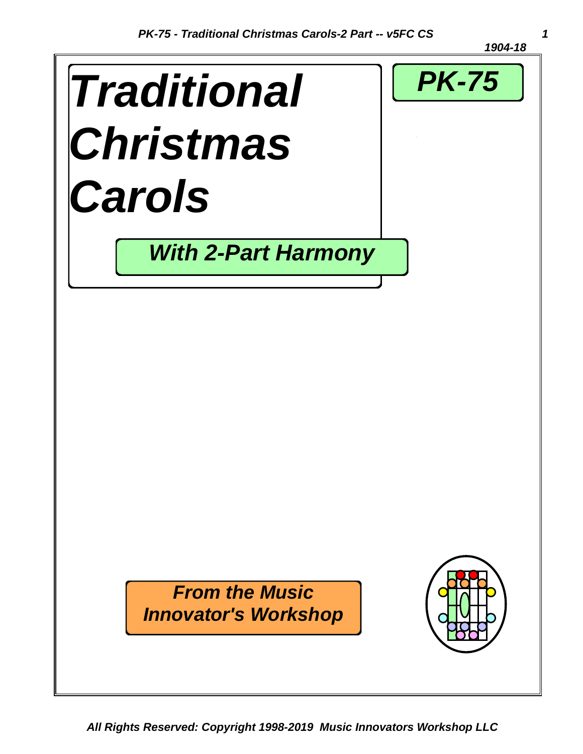1904-18

# Traditional Christmas Carols

## PK-75

### *With 2-Part Harmony*

***From the Music Innovator's Workshop***

*All Rights Reserved: Copyright 1998-2019 Music Innovators Workshop LLC*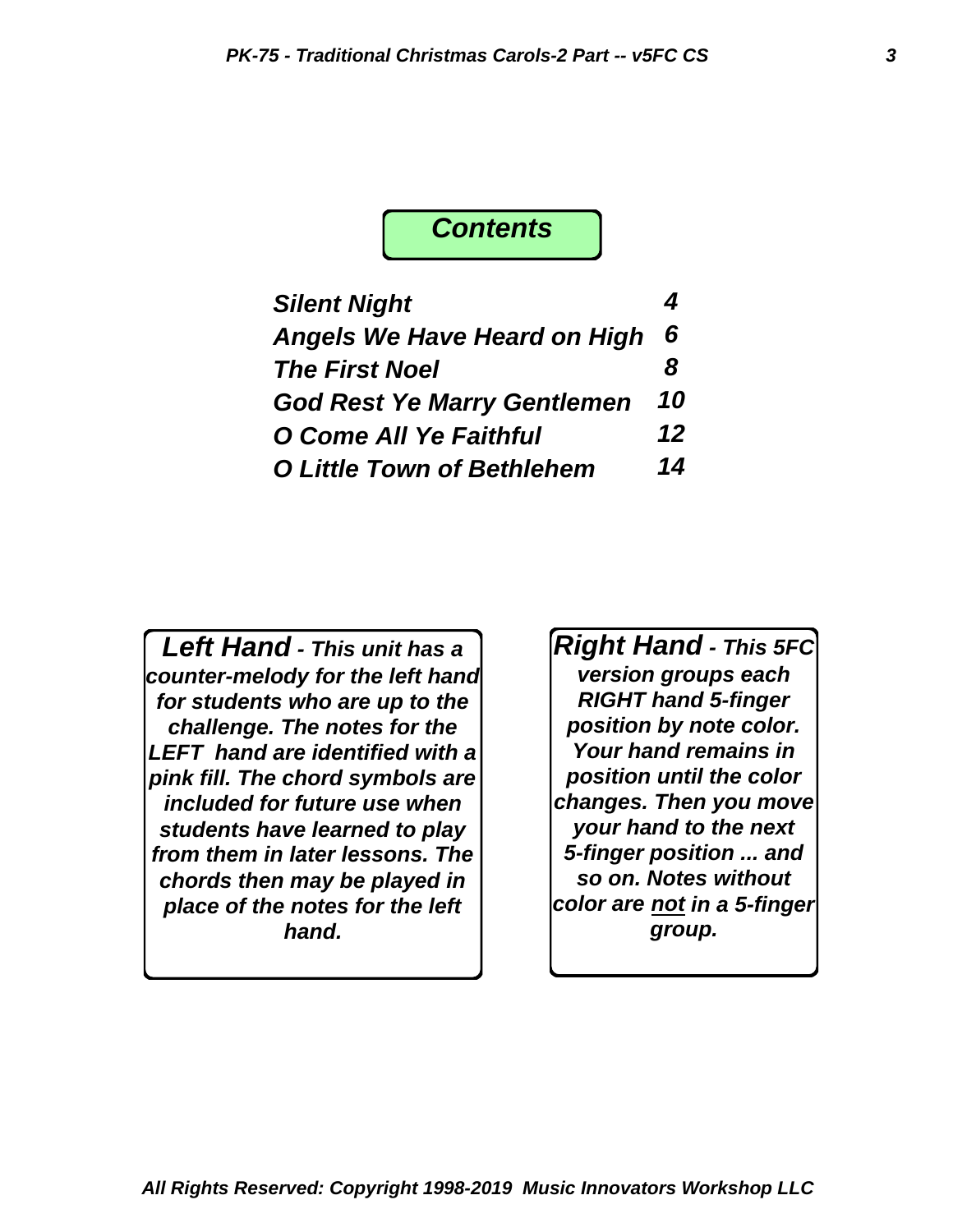# Contents

| | |
|---|---|
| *Silent Night* | *4* |
| *Angels We Have Heard on High* | *6* |
| *The First Noel* | *8* |
| *God Rest Ye Marry Gentlemen* | *10* |
| *O Come All Ye Faithful* | *12* |
| *O Little Town of Bethlehem* | *14* |

***Left Hand** - This unit has a counter-melody for the left hand for students who are up to the challenge. The notes for the LEFT hand are identified with a pink fill. The chord symbols are included for future use when students have learned to play from them in later lessons. The chords then may be played in place of the notes for the left hand.*

***Right Hand** - This 5FC version groups each RIGHT hand 5-finger position by note color. Your hand remains in position until the color changes. Then you move your hand to the next 5-finger position ... and so on. Notes without color are <u>not</u> in a 5-finger group.*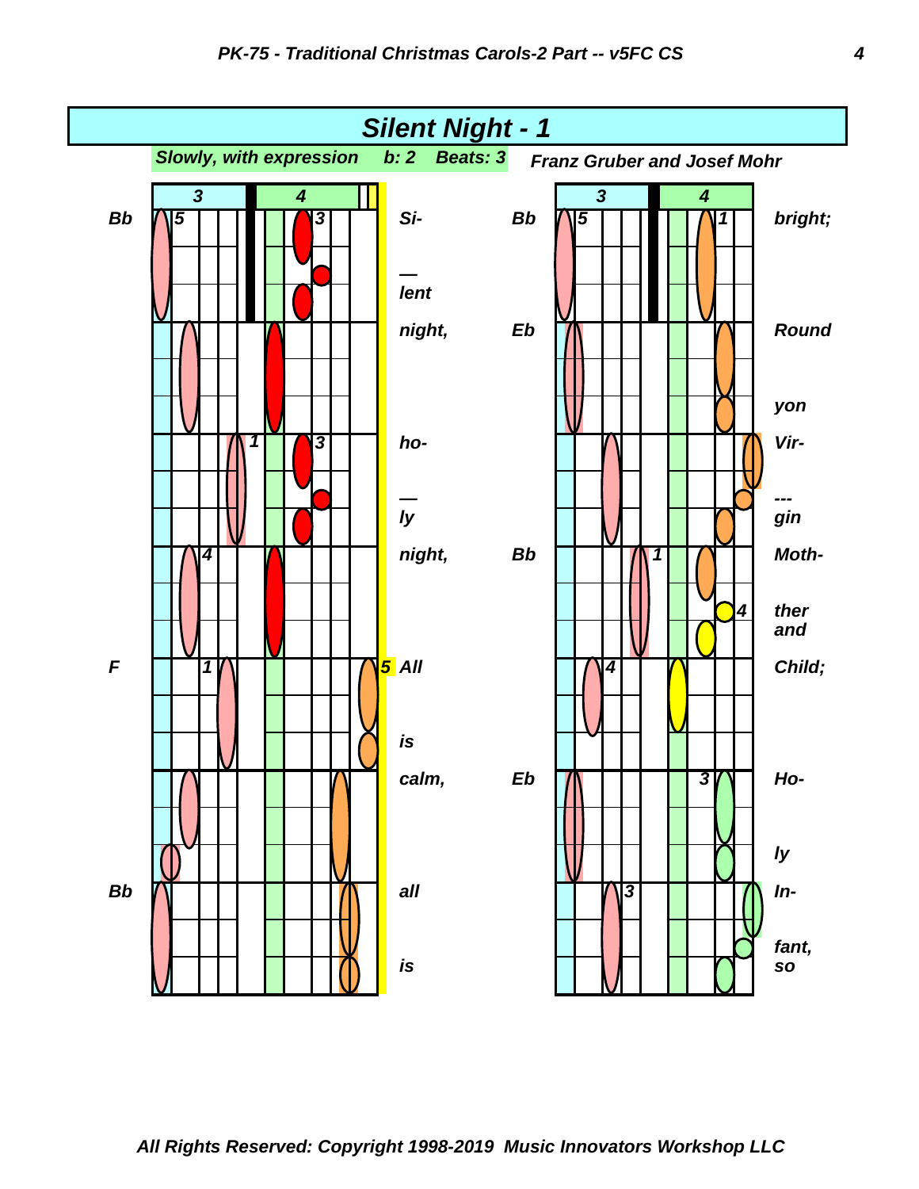# Silent Night - 1

Slowly, with expression    b: 2    Beats: 3

Franz Gruber and Josef Mohr

| Chord | Lyrics | Chord | Lyrics |
| --- | --- | --- | --- |
| Bb | Si- — lent | Bb | bright; |
| | night, | Eb | Round yon |
| | ho- — ly | | Vir- --- gin |
| | night, | Bb | Moth- ther and |
| F | All is | | Child; |
| | calm, | Eb | Ho- ly |
| Bb | all is | | In- fant, so |

All Rights Reserved: Copyright 1998-2019 Music Innovators Workshop LLC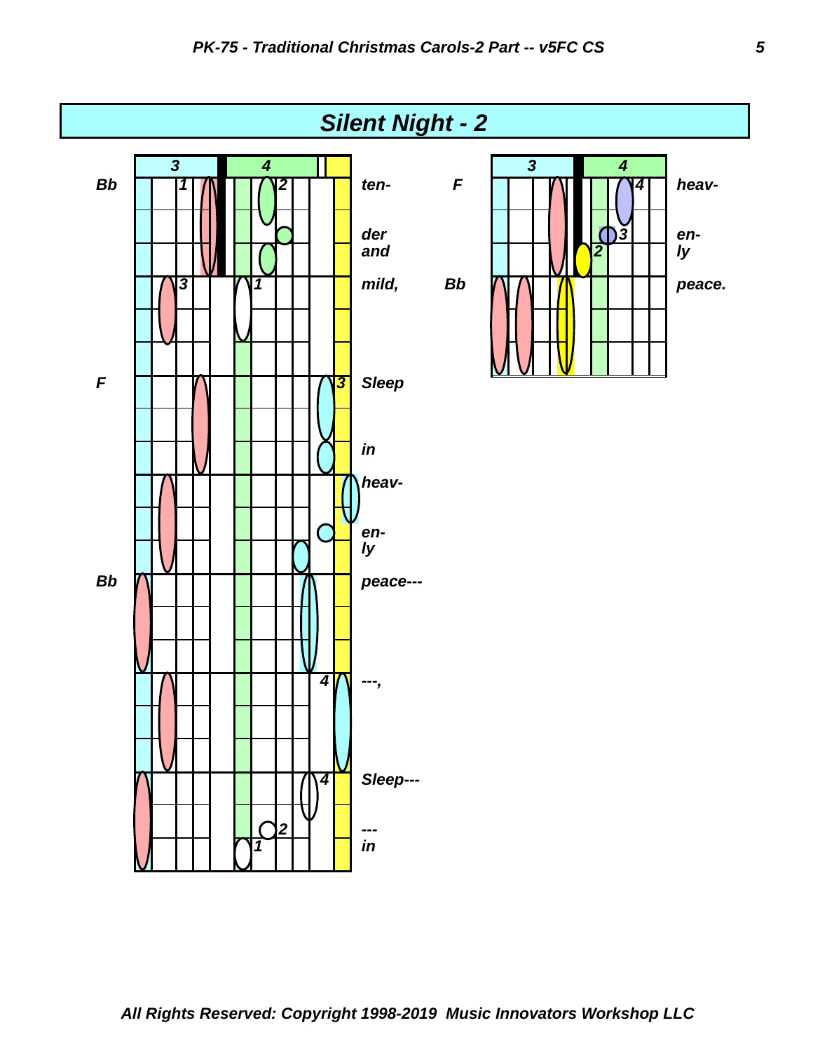# Silent Night - 2

| Chord | 3 | 4 | Lyrics |
|---|---|---|---|
| Bb | 1 | 2 | ten- |
| | | | der |
| | | | and |
| | 3 | 1 | mild, |
| F | | 3 | Sleep |
| | | | in |
| | | | heav- |
| | | | en- |
| | | | ly |
| Bb | | | peace--- |
| | | 4 | ---, |
| | | 4 | Sleep--- |
| | | 2 | --- |
| | | 1 | in |

| Chord | 3 | 4 | Lyrics |
|---|---|---|---|
| F | | 4 | heav- |
| | | 3 | en- |
| | | 2 | ly |
| Bb | | | peace. |

All Rights Reserved: Copyright 1998-2019 Music Innovators Workshop LLC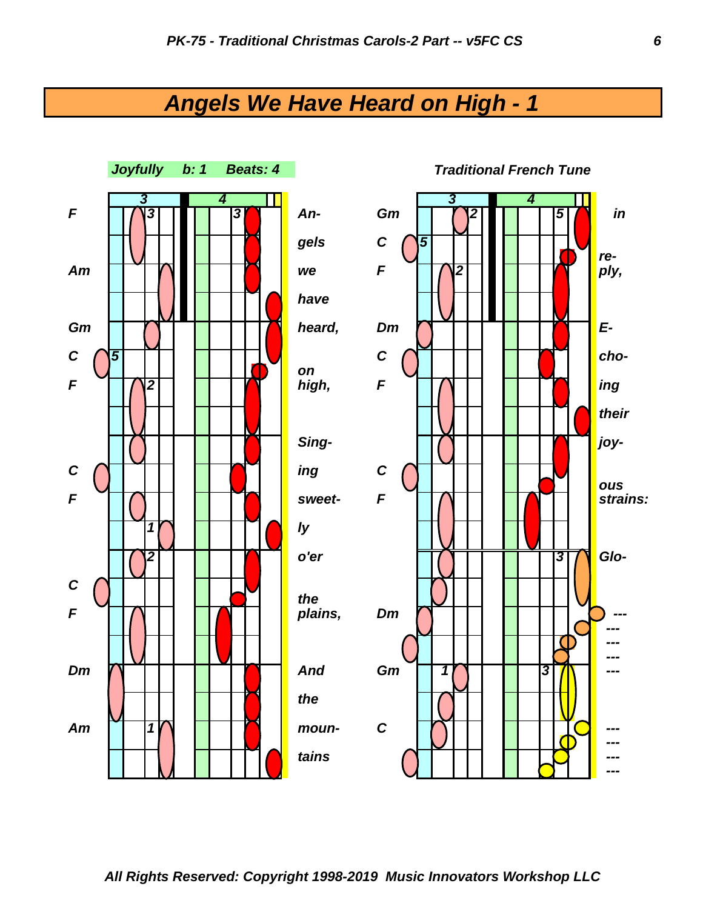# Angels We Have Heard on High - 1

*Joyfully b: 1 Beats: 4*

*Traditional French Tune*

| Chord | Lyric |
|---|---|
| F | An- |
| | gels |
| Am | we |
| | have |
| Gm | heard, |
| C | on |
| F | high, |
| | Sing- |
| C | ing |
| F | sweet- |
| | ly |
| | o'er |
| C | the |
| F | plains, |
| Dm | And |
| | the |
| Am | moun- |
| | tains |

| Chord | Lyric |
|---|---|
| Gm | in |
| C | re- |
| F | ply, |
| Dm | E- |
| C | cho- |
| F | ing |
| | their |
| | joy- |
| C | ous |
| F | strains: |
| | Glo- |
| Dm | --- |
| | --- |
| | --- |
| | --- |
| Gm | --- |
| C | --- |
| | --- |
| | --- |
| | --- |

All Rights Reserved: Copyright 1998-2019 Music Innovators Workshop LLC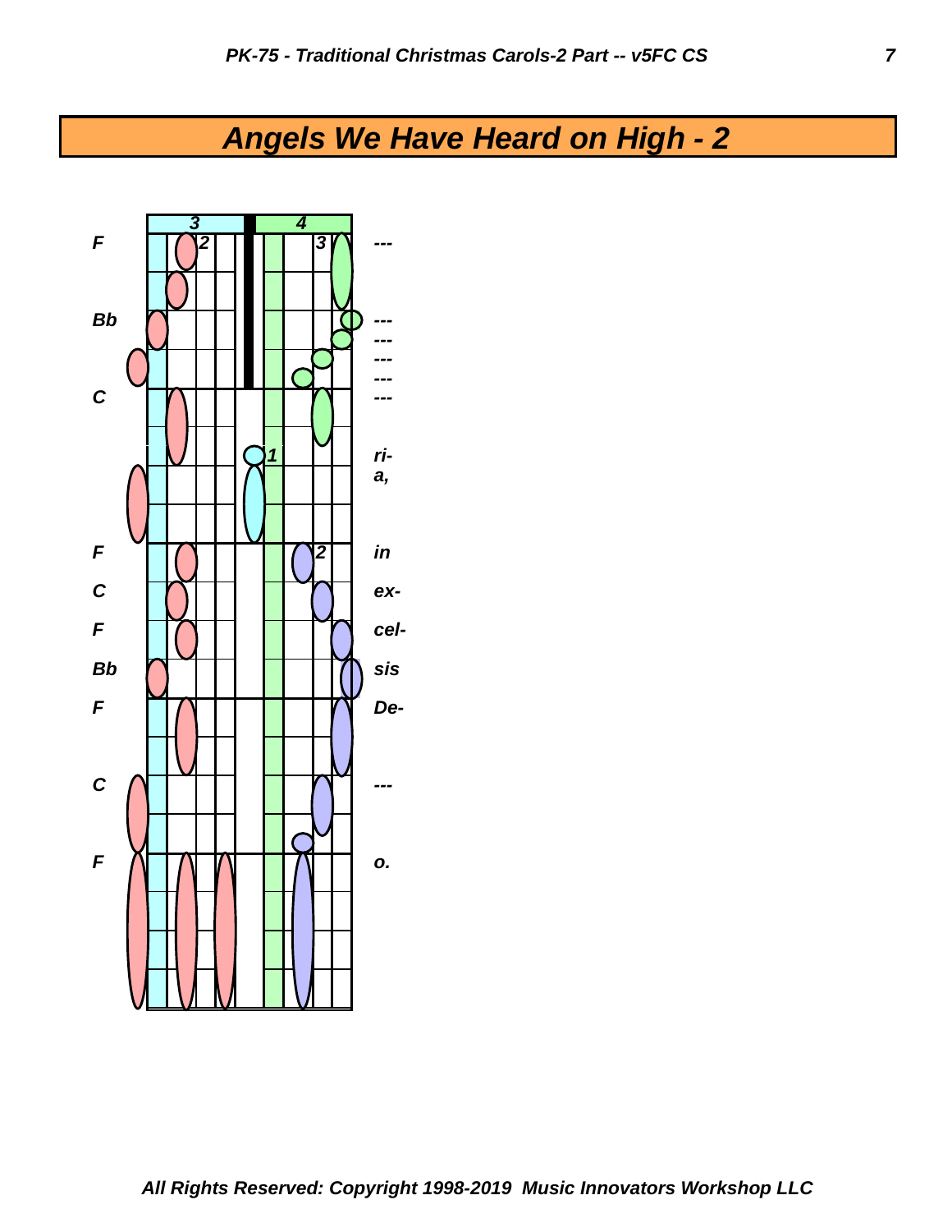# Angels We Have Heard on High - 2

| | 3 | 4 | |
|---|---|---|---|
| F | | | --- |
| Bb | | | --- |
| | | | --- |
| | | | --- |
| | | | --- |
| C | | | --- |
| | | | ri- |
| | | | a, |
| F | | | in |
| C | | | ex- |
| F | | | cel- |
| Bb | | | sis |
| F | | | De- |
| C | | | --- |
| F | | | o. |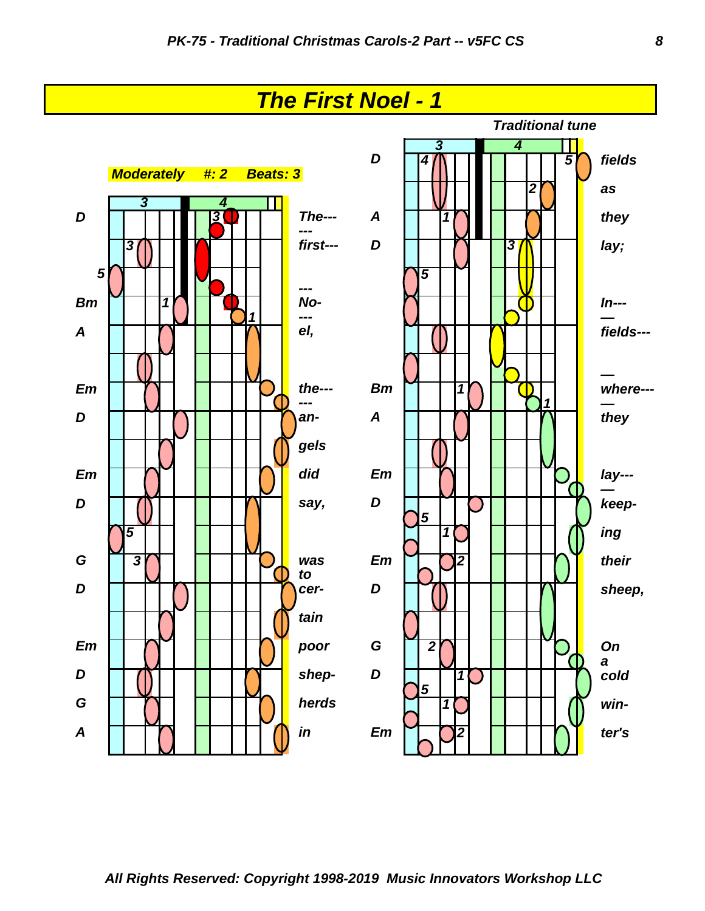# The First Noel - 1

*Traditional tune*

**Moderately** **#: 2** **Beats: 3**

| Chord | Lyrics |
|---|---|
| D | The--- |
| | --- first--- |
| | --- |
| Bm | No- |
| A | --- el, |
| Em | the--- |
| D | --- an- |
| | gels |
| Em | did |
| D | say, |
| G | was to |
| D | cer- |
| | tain |
| Em | poor |
| D | shep- |
| G | herds |
| A | in |
| D | fields |
| | as |
| A | they |
| D | lay; |
| | In--- |
| | — fields--- |
| Bm | — where--- |
| A | — they |
| Em | lay--- |
| D | — keep- |
| | ing |
| Em | their |
| D | sheep, |
| G | On a |
| D | cold |
| | win- |
| Em | ter's |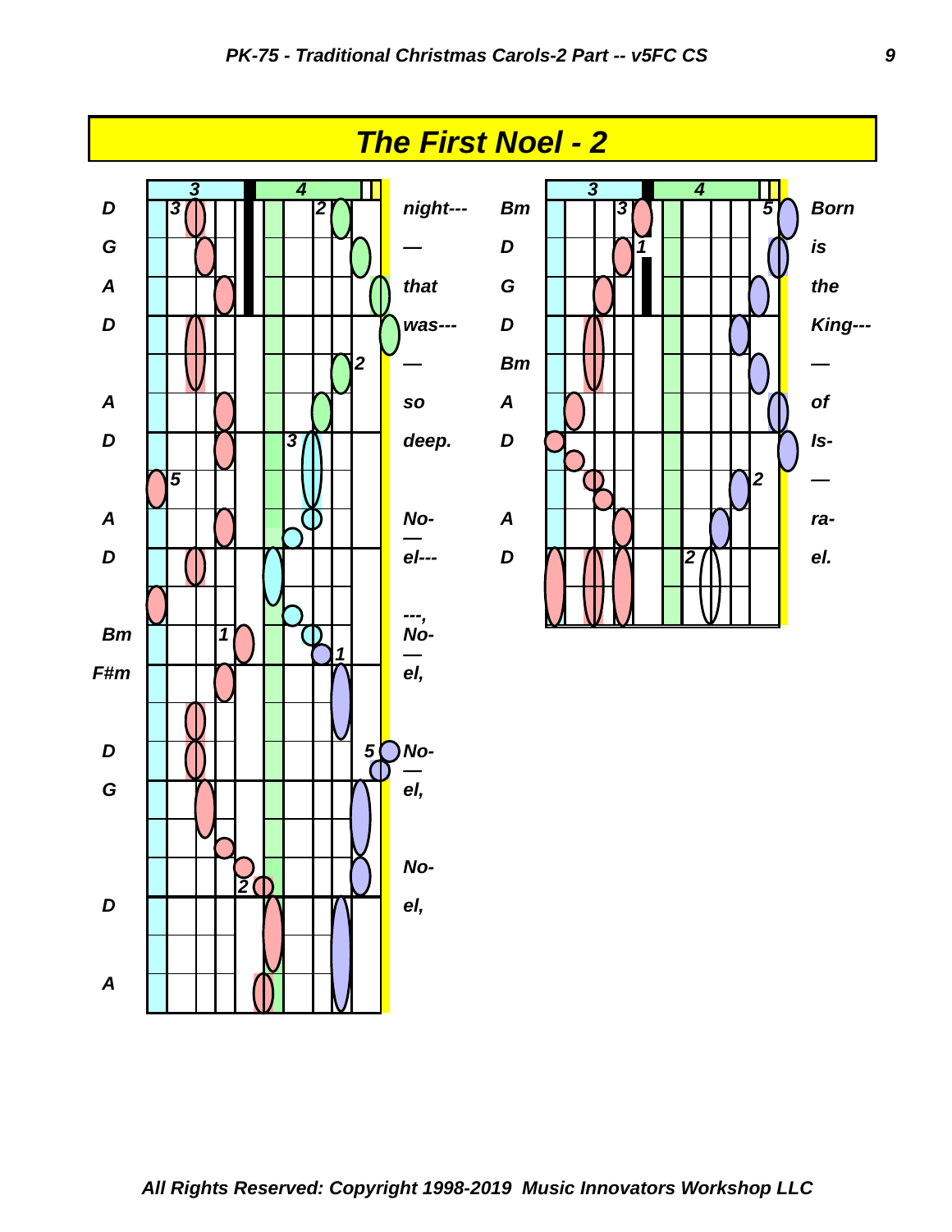# The First Noel - 2

| Chord | Lyric |
|---|---|
| D | night--- |
| G | — |
| A | that |
| D | was--- |
| | — |
| A | so |
| D | deep. |
| | |
| A | No- |
| D | el--- |
| | ---, |
| Bm | No- |
| F#m | el, |
| | |
| D | No- |
| G | el, |
| | |
| | No- |
| D | el, |
| | |
| A | |

| Chord | Lyric |
|---|---|
| Bm | Born |
| D | is |
| G | the |
| D | King--- |
| Bm | — |
| A | of |
| D | Is- |
| | — |
| A | ra- |
| D | el. |

All Rights Reserved: Copyright 1998-2019 Music Innovators Workshop LLC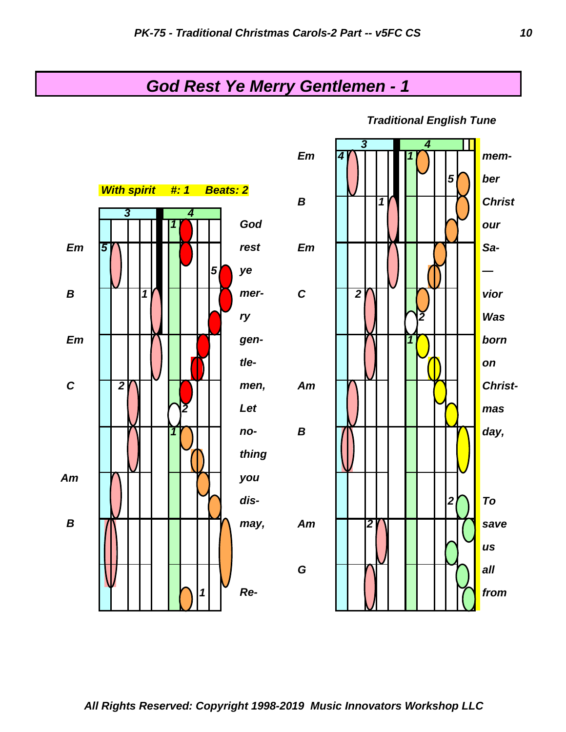# God Rest Ye Merry Gentlemen - 1

*Traditional English Tune*

*With spirit   #: 1   Beats: 2*

| Chord | Lyric |
|---|---|
| | God |
| Em | rest |
| | ye |
| B | mer- |
| | ry |
| Em | gen- |
| | tle- |
| C | men, |
| | Let |
| | no- |
| | thing |
| Am | you |
| | dis- |
| B | may, |
| | Re- |

| Chord | Lyric |
|---|---|
| Em | mem- |
| | ber |
| B | Christ |
| | our |
| Em | Sa- |
| | — |
| C | vior |
| | Was |
| | born |
| | on |
| Am | Christ- |
| | mas |
| B | day, |
| | To |
| Am | save |
| | us |
| G | all |
| | from |

*All Rights Reserved: Copyright 1998-2019 Music Innovators Workshop LLC*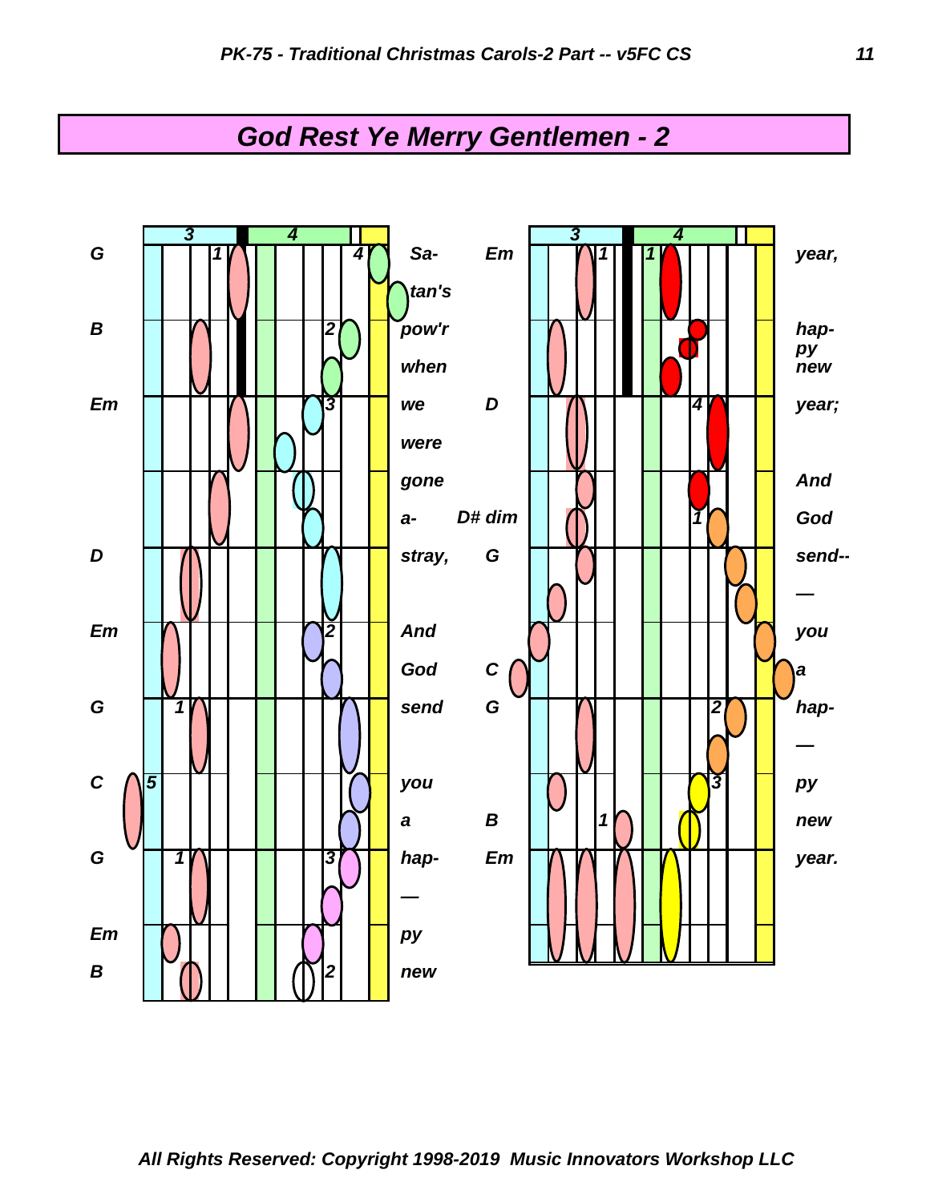# God Rest Ye Merry Gentlemen - 2

| Chord | Lyric |
|---|---|
| G | Sa- |
| | tan's |
| B | pow'r |
| | when |
| Em | we |
| | were |
| | gone |
| | a- |
| D | stray, |
| Em | And |
| | God |
| G | send |
| C | you |
| | a |
| G | hap- |
| | — |
| Em | py |
| B | new |

| Chord | Lyric |
|---|---|
| Em | year, |
| | hap- |
| | py |
| | new |
| D | year; |
| | And |
| D# dim | God |
| G | send-- |
| | — |
| | you |
| C | a |
| G | hap- |
| | — |
| | py |
| B | new |
| Em | year. |

All Rights Reserved: Copyright 1998-2019 Music Innovators Workshop LLC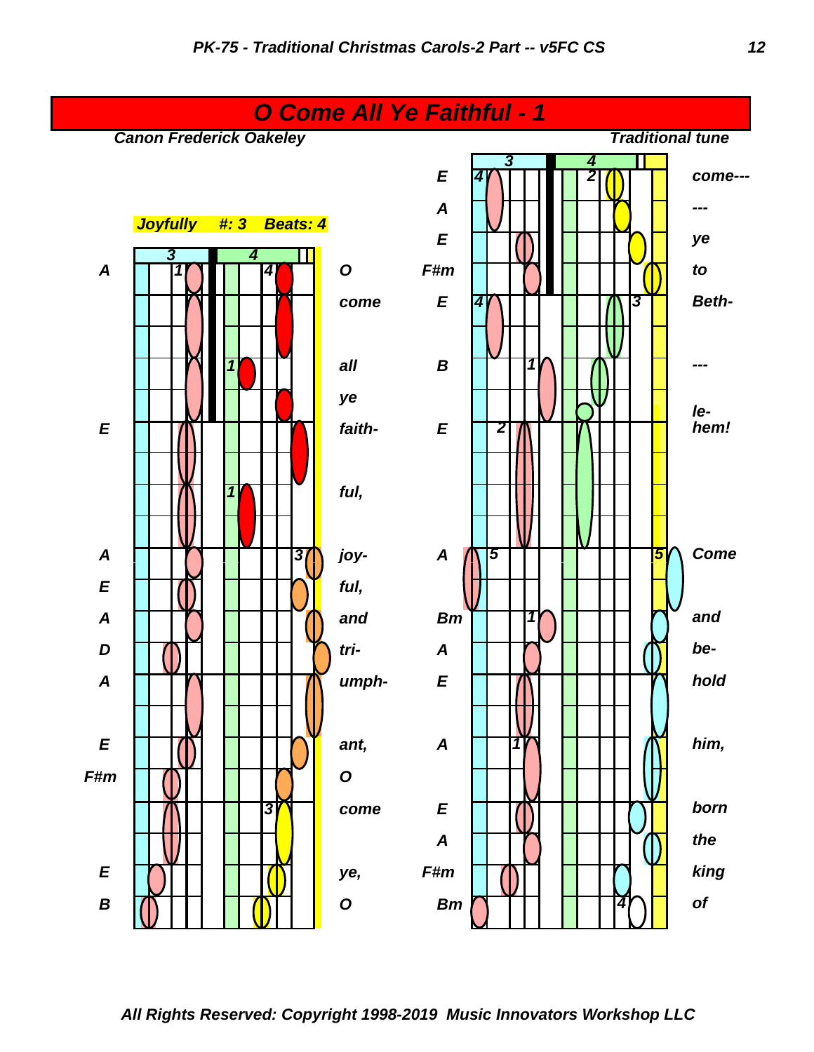# O Come All Ye Faithful - 1

*Canon Frederick Oakeley* — *Traditional tune*

*Joyfully #: 3 Beats: 4*

| Chord | Lyrics |
|---|---|
| A | O |
| | come |
| | all |
| | ye |
| E | faith- |
| | ful, |
| A | joy- |
| E | ful, |
| A | and |
| D | tri- |
| A | umph- |
| E | ant, |
| F#m | O |
| | come |
| E | ye, |
| B | O |
| E | come--- |
| A | --- |
| E | ye |
| F#m | to |
| E | Beth- |
| B | --- |
| | le- |
| E | hem! |
| A | Come |
| Bm | and |
| A | be- |
| E | hold |
| A | him, |
| E | born |
| A | the |
| F#m | king |
| Bm | of |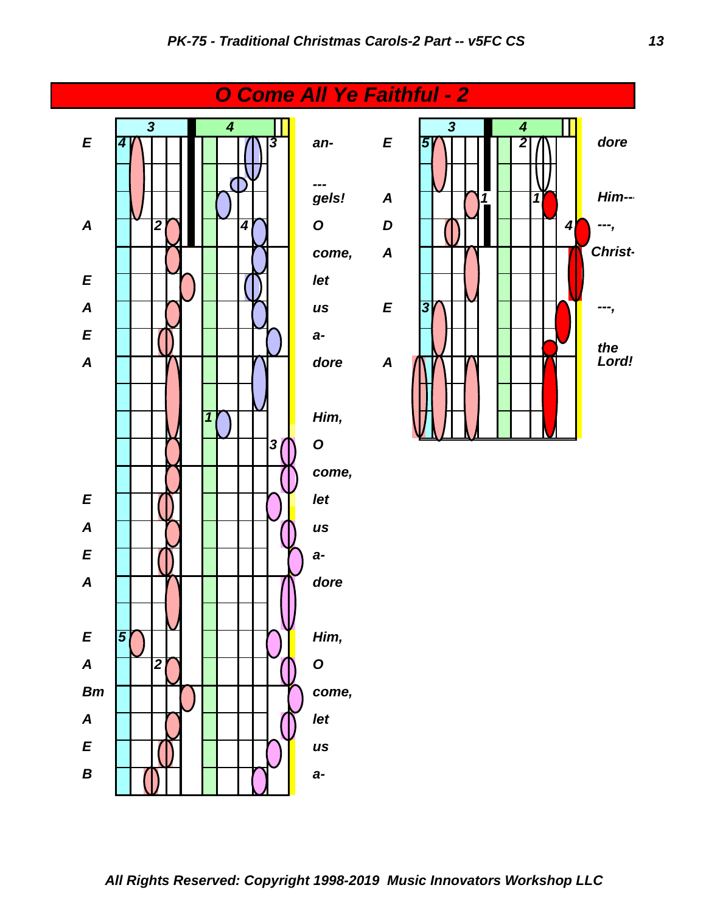# O Come All Ye Faithful - 2

| Chord | Lyrics |
| --- | --- |
| E | an- |
| | --- gels! |
| A | O |
| | come, |
| E | let |
| A | us |
| E | a- |
| A | dore |
| | Him, |
| | O |
| | come, |
| E | let |
| A | us |
| E | a- |
| A | dore |
| E | Him, |
| A | O |
| Bm | come, |
| A | let |
| E | us |
| B | a- |

| Chord | Lyrics |
| --- | --- |
| E | dore |
| A | Him--- |
| D | ---, |
| A | Christ- |
| E | ---, |
| | the |
| A | Lord! |

All Rights Reserved: Copyright 1998-2019 Music Innovators Workshop LLC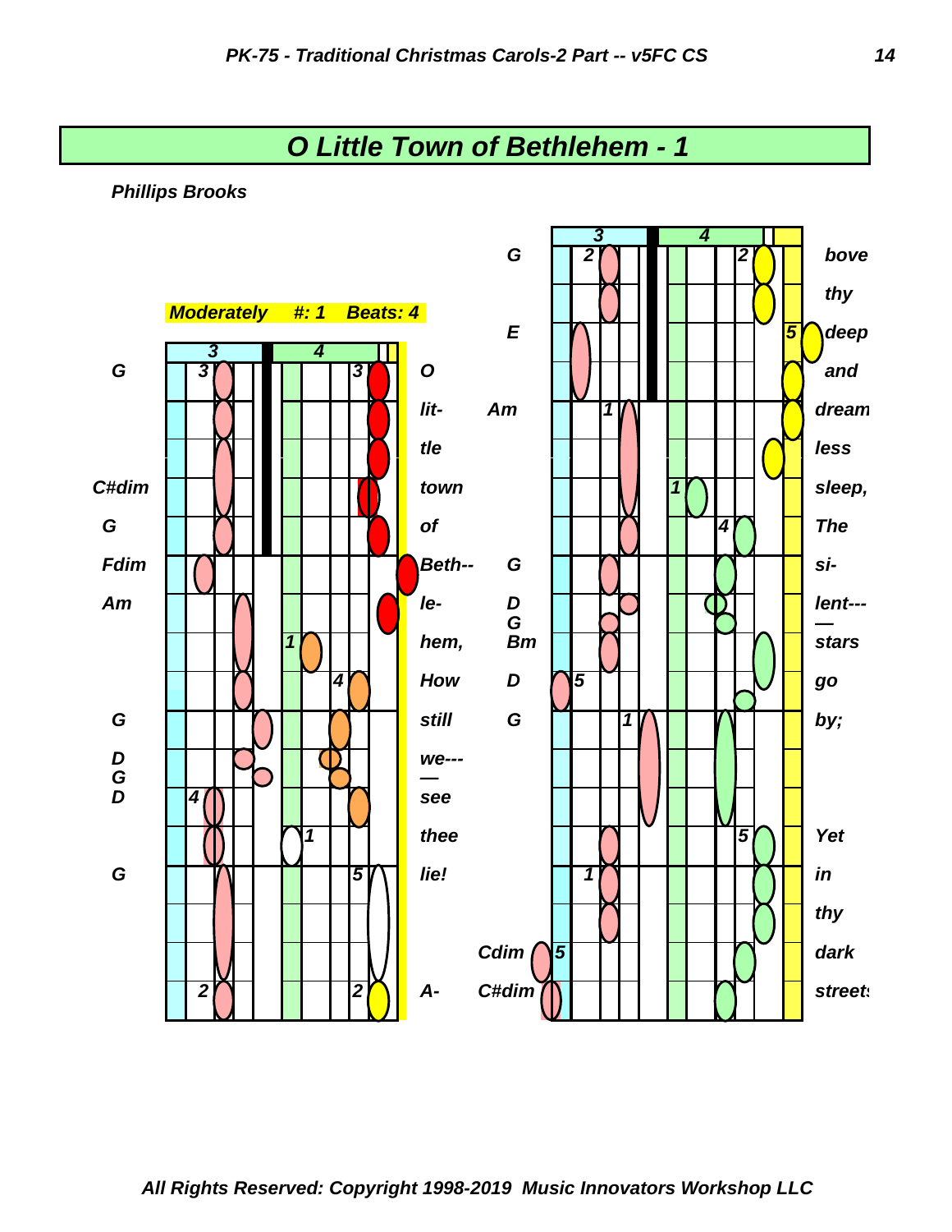# O Little Town of Bethlehem - 1

**Phillips Brooks**

*Moderately #: 1 Beats: 4*

| Chord | Lyric |
|---|---|
| G | O |
| | lit- |
| | tle |
| C#dim | town |
| G | of |
| Fdim | Beth-- |
| Am | le- |
| | hem, |
| | How |
| G | still |
| D G | we--- — |
| D | see |
| | thee |
| G | lie! |
| | |
| | |
| | A- |

| Chord | Lyric |
|---|---|
| G | bove |
| | thy |
| E | deep |
| | and |
| Am | dream |
| | less |
| | sleep, |
| | The |
| G | si- |
| D G | lent--- — |
| Bm | stars |
| D | go |
| G | by; |
| | |
| | |
| | Yet |
| | in |
| | thy |
| Cdim | dark |
| C#dim | streets |

All Rights Reserved: Copyright 1998-2019 Music Innovators Workshop LLC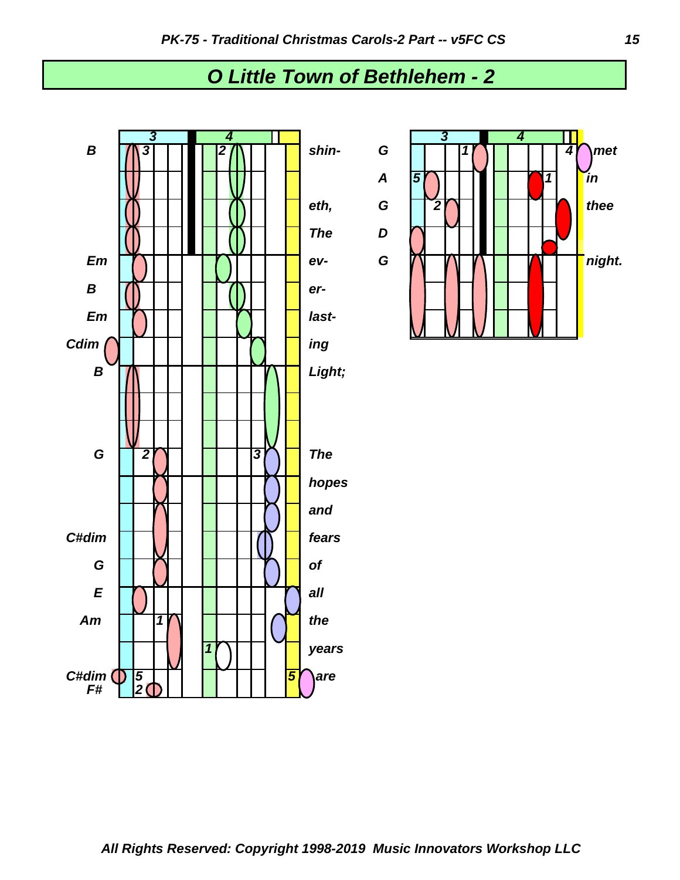# O Little Town of Bethlehem - 2

| Chord | Lyric |
|---|---|
| B | shin- |
| | eth, |
| | The |
| Em | ev- |
| B | er- |
| Em | last- |
| Cdim | ing |
| B | Light; |
| G | The |
| | hopes |
| | and |
| C#dim | fears |
| G | of |
| E | all |
| Am | the |
| | years |
| C#dim F# | are |

| Chord | Lyric |
|---|---|
| G | met |
| A | in |
| G | thee |
| D | |
| G | night. |

All Rights Reserved: Copyright 1998-2019 Music Innovators Workshop LLC